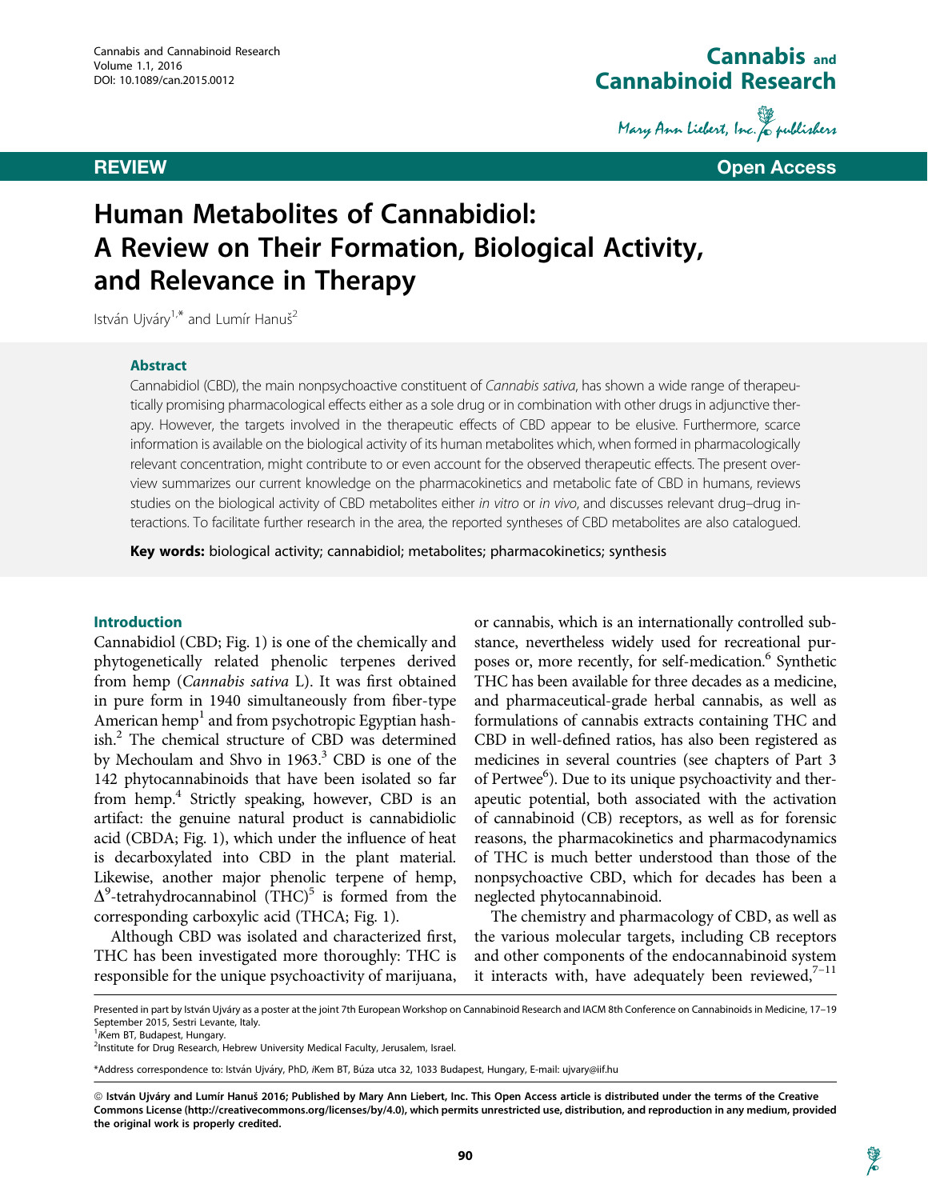**REVIEW** | **Open Access**

# Human Metabolites of Cannabidiol: A Review on Their Formation, Biological Activity, and Relevance in Therapy

István Ujváry[1,*] and Lumír Hanuš[2]

## Abstract

Cannabidiol (CBD), the main nonpsychoactive constituent of *Cannabis sativa*, has shown a wide range of therapeutically promising pharmacological effects either as a sole drug or in combination with other drugs in adjunctive therapy. However, the targets involved in the therapeutic effects of CBD appear to be elusive. Furthermore, scarce information is available on the biological activity of its human metabolites which, when formed in pharmacologically relevant concentration, might contribute to or even account for the observed therapeutic effects. The present overview summarizes our current knowledge on the pharmacokinetics and metabolic fate of CBD in humans, reviews studies on the biological activity of CBD metabolites either *in vitro* or *in vivo*, and discusses relevant drug–drug interactions. To facilitate further research in the area, the reported syntheses of CBD metabolites are also catalogued.

**Key words:** biological activity; cannabidiol; metabolites; pharmacokinetics; synthesis

## Introduction

Cannabidiol (CBD; Fig. 1) is one of the chemically and phytogenetically related phenolic terpenes derived from hemp (*Cannabis sativa* L). It was first obtained in pure form in 1940 simultaneously from fiber-type American hemp[1] and from psychotropic Egyptian hashish.[2] The chemical structure of CBD was determined by Mechoulam and Shvo in 1963.[3] CBD is one of the 142 phytocannabinoids that have been isolated so far from hemp.[4] Strictly speaking, however, CBD is an artifact: the genuine natural product is cannabidiolic acid (CBDA; Fig. 1), which under the influence of heat is decarboxylated into CBD in the plant material. Likewise, another major phenolic terpene of hemp, $\Delta^9$-tetrahydrocannabinol (THC)[5] is formed from the corresponding carboxylic acid (THCA; Fig. 1).

Although CBD was isolated and characterized first, THC has been investigated more thoroughly: THC is responsible for the unique psychoactivity of marijuana, or cannabis, which is an internationally controlled substance, nevertheless widely used for recreational purposes or, more recently, for self-medication.[6] Synthetic THC has been available for three decades as a medicine, and pharmaceutical-grade herbal cannabis, as well as formulations of cannabis extracts containing THC and CBD in well-defined ratios, has also been registered as medicines in several countries (see chapters of Part 3 of Pertwee[6]). Due to its unique psychoactivity and therapeutic potential, both associated with the activation of cannabinoid (CB) receptors, as well as for forensic reasons, the pharmacokinetics and pharmacodynamics of THC is much better understood than those of the nonpsychoactive CBD, which for decades has been a neglected phytocannabinoid.

The chemistry and pharmacology of CBD, as well as the various molecular targets, including CB receptors and other components of the endocannabinoid system it interacts with, have adequately been reviewed,[7–11]

---

Presented in part by István Ujváry as a poster at the joint 7th European Workshop on Cannabinoid Research and IACM 8th Conference on Cannabinoids in Medicine, 17–19 September 2015, Sestri Levante, Italy.

[1]*i*Kem BT, Budapest, Hungary.
[2]Institute for Drug Research, Hebrew University Medical Faculty, Jerusalem, Israel.

*Address correspondence to: István Ujváry, PhD, *i*Kem BT, Búza utca 32, 1033 Budapest, Hungary, E-mail: ujvary@iif.hu

© István Ujváry and Lumír Hanuš 2016; Published by Mary Ann Liebert, Inc. This Open Access article is distributed under the terms of the Creative Commons License (http://creativecommons.org/licenses/by/4.0), which permits unrestricted use, distribution, and reproduction in any medium, provided the original work is properly credited.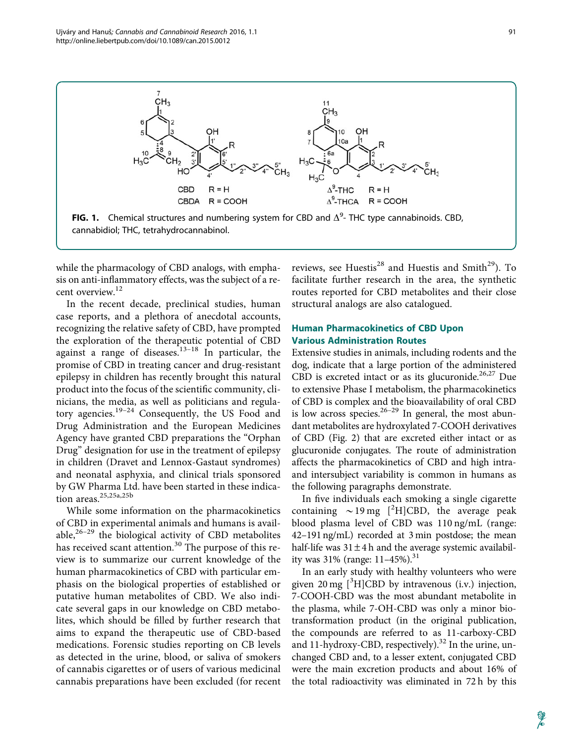FIG. 1. Chemical structures and numbering system for CBD and $\Delta^9$- THC type cannabinoids. CBD, cannabidiol; THC, tetrahydrocannabinol.

while the pharmacology of CBD analogs, with emphasis on anti-inflammatory effects, was the subject of a recent overview.[12]

In the recent decade, preclinical studies, human case reports, and a plethora of anecdotal accounts, recognizing the relative safety of CBD, have prompted the exploration of the therapeutic potential of CBD against a range of diseases.[13–18] In particular, the promise of CBD in treating cancer and drug-resistant epilepsy in children has recently brought this natural product into the focus of the scientific community, clinicians, the media, as well as politicians and regulatory agencies.[19–24] Consequently, the US Food and Drug Administration and the European Medicines Agency have granted CBD preparations the "Orphan Drug" designation for use in the treatment of epilepsy in children (Dravet and Lennox-Gastaut syndromes) and neonatal asphyxia, and clinical trials sponsored by GW Pharma Ltd. have been started in these indication areas.[25,25a,25b]

While some information on the pharmacokinetics of CBD in experimental animals and humans is available,[26–29] the biological activity of CBD metabolites has received scant attention.[30] The purpose of this review is to summarize our current knowledge of the human pharmacokinetics of CBD with emphasis on the biological properties of established or putative human metabolites of CBD. We also indicate several gaps in our knowledge on CBD metabolites, which should be filled by further research that aims to expand the therapeutic use of CBD-based medications. Forensic studies reporting on CB levels as detected in the urine, blood, or saliva of smokers of cannabis cigarettes or of users of various medicinal cannabis preparations have been excluded (for recent reviews, see Huestis[28] and Huestis and Smith[29]). To facilitate further research in the area, the synthetic routes reported for CBD metabolites and their close structural analogs are also catalogued.

## Human Pharmacokinetics of CBD Upon Various Administration Routes

Extensive studies in animals, including rodents and the dog, indicate that a large portion of the administered CBD is excreted intact or as its glucuronide.[26,27] Due to extensive Phase I metabolism, the pharmacokinetics of CBD is complex and the bioavailability of oral CBD is low across species.[26–29] In general, the most abundant metabolites are hydroxylated 7-COOH derivatives of CBD (Fig. 2) that are excreted either intact or as glucuronide conjugates. The route of administration affects the pharmacokinetics of CBD and high intra- and intersubject variability is common in humans as the following paragraphs demonstrate.

In five individuals each smoking a single cigarette containing ~19 mg [$^2$H]CBD, the average peak blood plasma level of CBD was 110 ng/mL (range: 42–191 ng/mL) recorded at 3 min postdose; the mean half-life was 31 ± 4 h and the average systemic availability was 31% (range: 11–45%).[31]

In an early study with healthy volunteers who were given 20 mg [$^3$H]CBD by intravenous (i.v.) injection, 7-COOH-CBD was the most abundant metabolite in the plasma, while 7-OH-CBD was only a minor biotransformation product (in the original publication, the compounds are referred to as 11-carboxy-CBD and 11-hydroxy-CBD, respectively).[32] In the urine, unchanged CBD and, to a lesser extent, conjugated CBD were the main excretion products and about 16% of the total radioactivity was eliminated in 72 h by this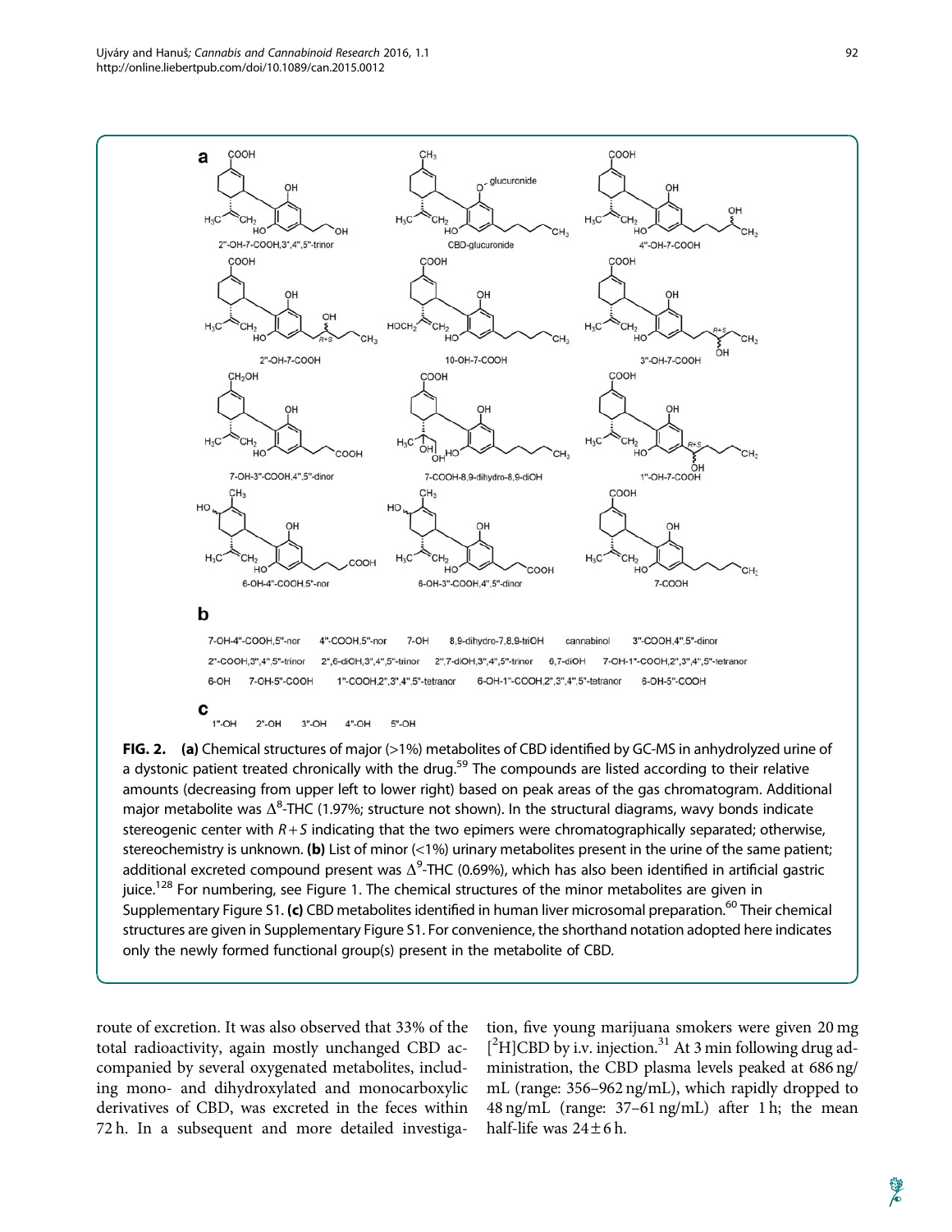**FIG. 2.** **(a)** Chemical structures of major (>1%) metabolites of CBD identified by GC-MS in anhydrolyzed urine of a dystonic patient treated chronically with the drug.[59] The compounds are listed according to their relative amounts (decreasing from upper left to lower right) based on peak areas of the gas chromatogram. Additional major metabolite was $\Delta^8$-THC (1.97%; structure not shown). In the structural diagrams, wavy bonds indicate stereogenic center with $R+S$ indicating that the two epimers were chromatographically separated; otherwise, stereochemistry is unknown. **(b)** List of minor (<1%) urinary metabolites present in the urine of the same patient; additional excreted compound present was $\Delta^9$-THC (0.69%), which has also been identified in artificial gastric juice.[128] For numbering, see Figure 1. The chemical structures of the minor metabolites are given in Supplementary Figure S1. **(c)** CBD metabolites identified in human liver microsomal preparation.[60] Their chemical structures are given in Supplementary Figure S1. For convenience, the shorthand notation adopted here indicates only the newly formed functional group(s) present in the metabolite of CBD.

route of excretion. It was also observed that 33% of the total radioactivity, again mostly unchanged CBD accompanied by several oxygenated metabolites, including mono- and dihydroxylated and monocarboxylic derivatives of CBD, was excreted in the feces within 72 h. In a subsequent and more detailed investigation, five young marijuana smokers were given 20 mg [$^2$H]CBD by i.v. injection.[31] At 3 min following drug administration, the CBD plasma levels peaked at 686 ng/mL (range: 356–962 ng/mL), which rapidly dropped to 48 ng/mL (range: 37–61 ng/mL) after 1 h; the mean half-life was 24 ± 6 h.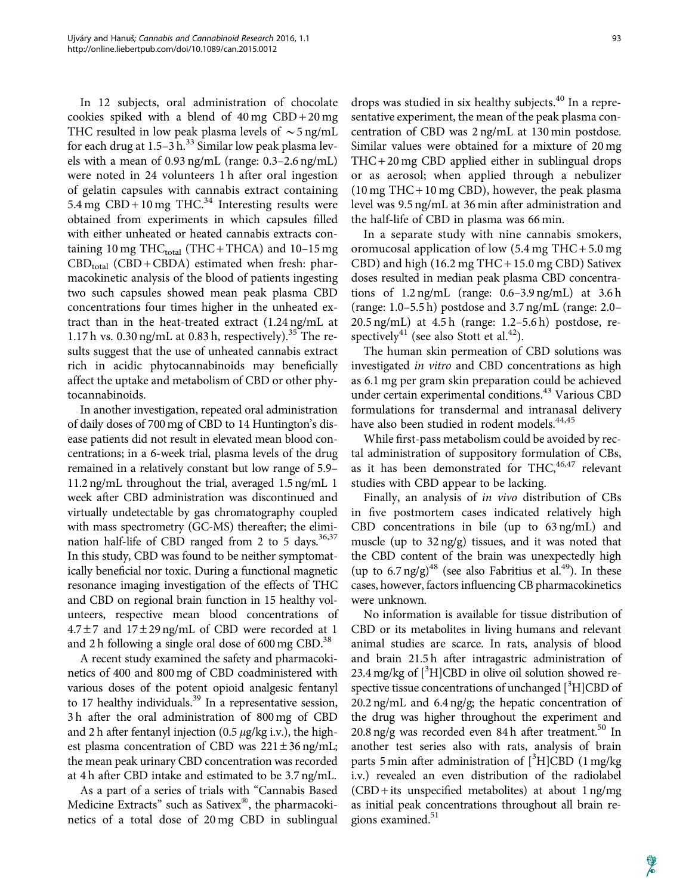In 12 subjects, oral administration of chocolate cookies spiked with a blend of 40 mg CBD + 20 mg THC resulted in low peak plasma levels of ~5 ng/mL for each drug at 1.5–3 h.[33] Similar low peak plasma levels with a mean of 0.93 ng/mL (range: 0.3–2.6 ng/mL) were noted in 24 volunteers 1 h after oral ingestion of gelatin capsules with cannabis extract containing 5.4 mg CBD + 10 mg THC.[34] Interesting results were obtained from experiments in which capsules filled with either unheated or heated cannabis extracts containing 10 mg $THC_{total}$ (THC + THCA) and 10–15 mg $CBD_{total}$ (CBD + CBDA) estimated when fresh: pharmacokinetic analysis of the blood of patients ingesting two such capsules showed mean peak plasma CBD concentrations four times higher in the unheated extract than in the heat-treated extract (1.24 ng/mL at 1.17 h vs. 0.30 ng/mL at 0.83 h, respectively).[35] The results suggest that the use of unheated cannabis extract rich in acidic phytocannabinoids may beneficially affect the uptake and metabolism of CBD or other phytocannabinoids.

In another investigation, repeated oral administration of daily doses of 700 mg of CBD to 14 Huntington's disease patients did not result in elevated mean blood concentrations; in a 6-week trial, plasma levels of the drug remained in a relatively constant but low range of 5.9–11.2 ng/mL throughout the trial, averaged 1.5 ng/mL 1 week after CBD administration was discontinued and virtually undetectable by gas chromatography coupled with mass spectrometry (GC-MS) thereafter; the elimination half-life of CBD ranged from 2 to 5 days.[36,37] In this study, CBD was found to be neither symptomatically beneficial nor toxic. During a functional magnetic resonance imaging investigation of the effects of THC and CBD on regional brain function in 15 healthy volunteers, respective mean blood concentrations of $4.7 \pm 7$ and $17 \pm 29$ ng/mL of CBD were recorded at 1 and 2 h following a single oral dose of 600 mg CBD.[38]

A recent study examined the safety and pharmacokinetics of 400 and 800 mg of CBD coadministered with various doses of the potent opioid analgesic fentanyl to 17 healthy individuals.[39] In a representative session, 3 h after the oral administration of 800 mg of CBD and 2 h after fentanyl injection (0.5 $\mu$g/kg i.v.), the highest plasma concentration of CBD was $221 \pm 36$ ng/mL; the mean peak urinary CBD concentration was recorded at 4 h after CBD intake and estimated to be 3.7 ng/mL.

As a part of a series of trials with "Cannabis Based Medicine Extracts" such as Sativex®, the pharmacokinetics of a total dose of 20 mg CBD in sublingual drops was studied in six healthy subjects.[40] In a representative experiment, the mean of the peak plasma concentration of CBD was 2 ng/mL at 130 min postdose. Similar values were obtained for a mixture of 20 mg THC + 20 mg CBD applied either in sublingual drops or as aerosol; when applied through a nebulizer (10 mg THC + 10 mg CBD), however, the peak plasma level was 9.5 ng/mL at 36 min after administration and the half-life of CBD in plasma was 66 min.

In a separate study with nine cannabis smokers, oromucosal application of low (5.4 mg THC + 5.0 mg CBD) and high (16.2 mg THC + 15.0 mg CBD) Sativex doses resulted in median peak plasma CBD concentrations of 1.2 ng/mL (range: 0.6–3.9 ng/mL) at 3.6 h (range: 1.0–5.5 h) postdose and 3.7 ng/mL (range: 2.0–20.5 ng/mL) at 4.5 h (range: 1.2–5.6 h) postdose, respectively[41] (see also Stott et al.[42]).

The human skin permeation of CBD solutions was investigated *in vitro* and CBD concentrations as high as 6.1 mg per gram skin preparation could be achieved under certain experimental conditions.[43] Various CBD formulations for transdermal and intranasal delivery have also been studied in rodent models.[44,45]

While first-pass metabolism could be avoided by rectal administration of suppository formulation of CBs, as it has been demonstrated for THC,[46,47] relevant studies with CBD appear to be lacking.

Finally, an analysis of *in vivo* distribution of CBs in five postmortem cases indicated relatively high CBD concentrations in bile (up to 63 ng/mL) and muscle (up to 32 ng/g) tissues, and it was noted that the CBD content of the brain was unexpectedly high (up to 6.7 ng/g)[48] (see also Fabritius et al.[49]). In these cases, however, factors influencing CB pharmacokinetics were unknown.

No information is available for tissue distribution of CBD or its metabolites in living humans and relevant animal studies are scarce. In rats, analysis of blood and brain 21.5 h after intragastric administration of 23.4 mg/kg of [$^3$H]CBD in olive oil solution showed respective tissue concentrations of unchanged [$^3$H]CBD of 20.2 ng/mL and 6.4 ng/g; the hepatic concentration of the drug was higher throughout the experiment and 20.8 ng/g was recorded even 84 h after treatment.[50] In another test series also with rats, analysis of brain parts 5 min after administration of [$^3$H]CBD (1 mg/kg i.v.) revealed an even distribution of the radiolabel (CBD + its unspecified metabolites) at about 1 ng/mg as initial peak concentrations throughout all brain regions examined.[51]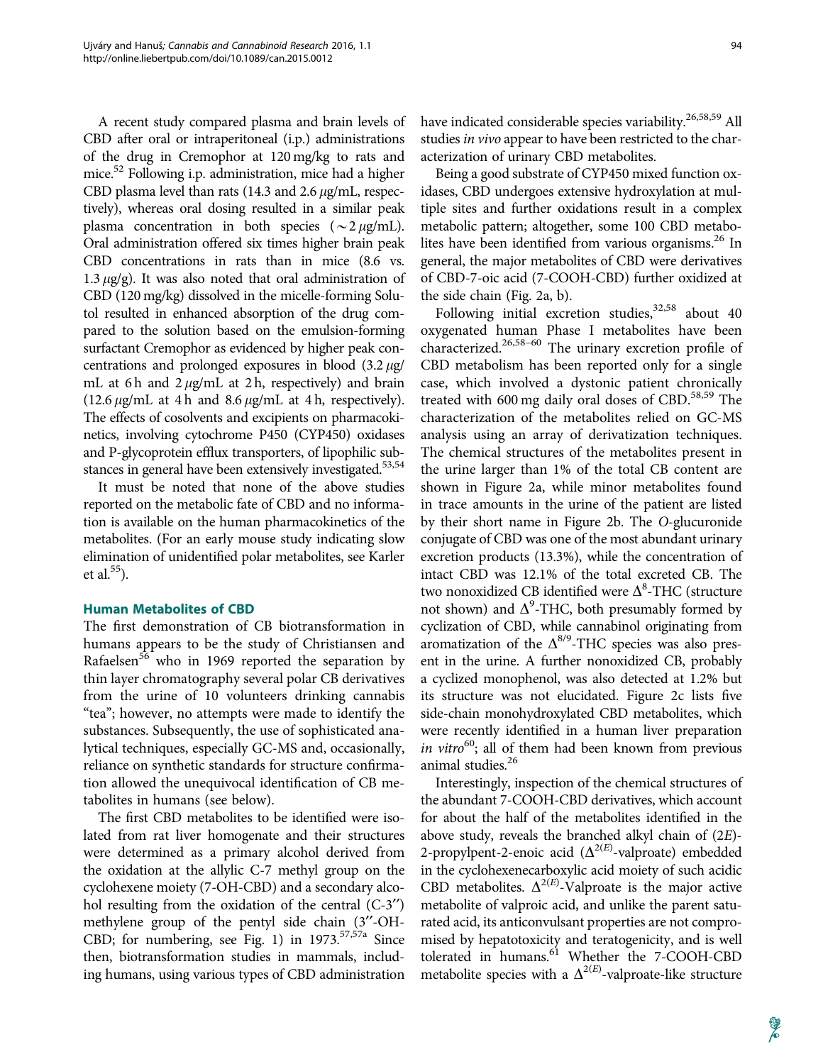A recent study compared plasma and brain levels of CBD after oral or intraperitoneal (i.p.) administrations of the drug in Cremophor at 120 mg/kg to rats and mice.[52] Following i.p. administration, mice had a higher CBD plasma level than rats (14.3 and 2.6 $\mu$g/mL, respectively), whereas oral dosing resulted in a similar peak plasma concentration in both species ($\sim$2 $\mu$g/mL). Oral administration offered six times higher brain peak CBD concentrations in rats than in mice (8.6 vs. 1.3 $\mu$g/g). It was also noted that oral administration of CBD (120 mg/kg) dissolved in the micelle-forming Solutol resulted in enhanced absorption of the drug compared to the solution based on the emulsion-forming surfactant Cremophor as evidenced by higher peak concentrations and prolonged exposures in blood (3.2 $\mu$g/mL at 6 h and 2 $\mu$g/mL at 2 h, respectively) and brain (12.6 $\mu$g/mL at 4 h and 8.6 $\mu$g/mL at 4 h, respectively). The effects of cosolvents and excipients on pharmacokinetics, involving cytochrome P450 (CYP450) oxidases and P-glycoprotein efflux transporters, of lipophilic substances in general have been extensively investigated.[53,54]

It must be noted that none of the above studies reported on the metabolic fate of CBD and no information is available on the human pharmacokinetics of the metabolites. (For an early mouse study indicating slow elimination of unidentified polar metabolites, see Karler et al.[55]).

## Human Metabolites of CBD

The first demonstration of CB biotransformation in humans appears to be the study of Christiansen and Rafaelsen[56] who in 1969 reported the separation by thin layer chromatography several polar CB derivatives from the urine of 10 volunteers drinking cannabis "tea"; however, no attempts were made to identify the substances. Subsequently, the use of sophisticated analytical techniques, especially GC-MS and, occasionally, reliance on synthetic standards for structure confirmation allowed the unequivocal identification of CB metabolites in humans (see below).

The first CBD metabolites to be identified were isolated from rat liver homogenate and their structures were determined as a primary alcohol derived from the oxidation at the allylic C-7 methyl group on the cyclohexene moiety (7-OH-CBD) and a secondary alcohol resulting from the oxidation of the central (C-3″) methylene group of the pentyl side chain (3″-OH-CBD; for numbering, see Fig. 1) in 1973.[57,57a] Since then, biotransformation studies in mammals, including humans, using various types of CBD administration have indicated considerable species variability.[26,58,59] All studies *in vivo* appear to have been restricted to the characterization of urinary CBD metabolites.

Being a good substrate of CYP450 mixed function oxidases, CBD undergoes extensive hydroxylation at multiple sites and further oxidations result in a complex metabolic pattern; altogether, some 100 CBD metabolites have been identified from various organisms.[26] In general, the major metabolites of CBD were derivatives of CBD-7-oic acid (7-COOH-CBD) further oxidized at the side chain (Fig. 2a, b).

Following initial excretion studies,[32,58] about 40 oxygenated human Phase I metabolites have been characterized.[26,58–60] The urinary excretion profile of CBD metabolism has been reported only for a single case, which involved a dystonic patient chronically treated with 600 mg daily oral doses of CBD.[58,59] The characterization of the metabolites relied on GC-MS analysis using an array of derivatization techniques. The chemical structures of the metabolites present in the urine larger than 1% of the total CB content are shown in Figure 2a, while minor metabolites found in trace amounts in the urine of the patient are listed by their short name in Figure 2b. The *O*-glucuronide conjugate of CBD was one of the most abundant urinary excretion products (13.3%), while the concentration of intact CBD was 12.1% of the total excreted CB. The two nonoxidized CB identified were $\Delta^8$-THC (structure not shown) and $\Delta^9$-THC, both presumably formed by cyclization of CBD, while cannabinol originating from aromatization of the $\Delta^{8/9}$-THC species was also present in the urine. A further nonoxidized CB, probably a cyclized monophenol, was also detected at 1.2% but its structure was not elucidated. Figure 2c lists five side-chain monohydroxylated CBD metabolites, which were recently identified in a human liver preparation *in vitro*[60]; all of them had been known from previous animal studies.[26]

Interestingly, inspection of the chemical structures of the abundant 7-COOH-CBD derivatives, which account for about the half of the metabolites identified in the above study, reveals the branched alkyl chain of (2*E*)-2-propylpent-2-enoic acid ($\Delta^{2(E)}$-valproate) embedded in the cyclohexenecarboxylic acid moiety of such acidic CBD metabolites. $\Delta^{2(E)}$-Valproate is the major active metabolite of valproic acid, and unlike the parent saturated acid, its anticonvulsant properties are not compromised by hepatotoxicity and teratogenicity, and is well tolerated in humans.[61] Whether the 7-COOH-CBD metabolite species with a $\Delta^{2(E)}$-valproate-like structure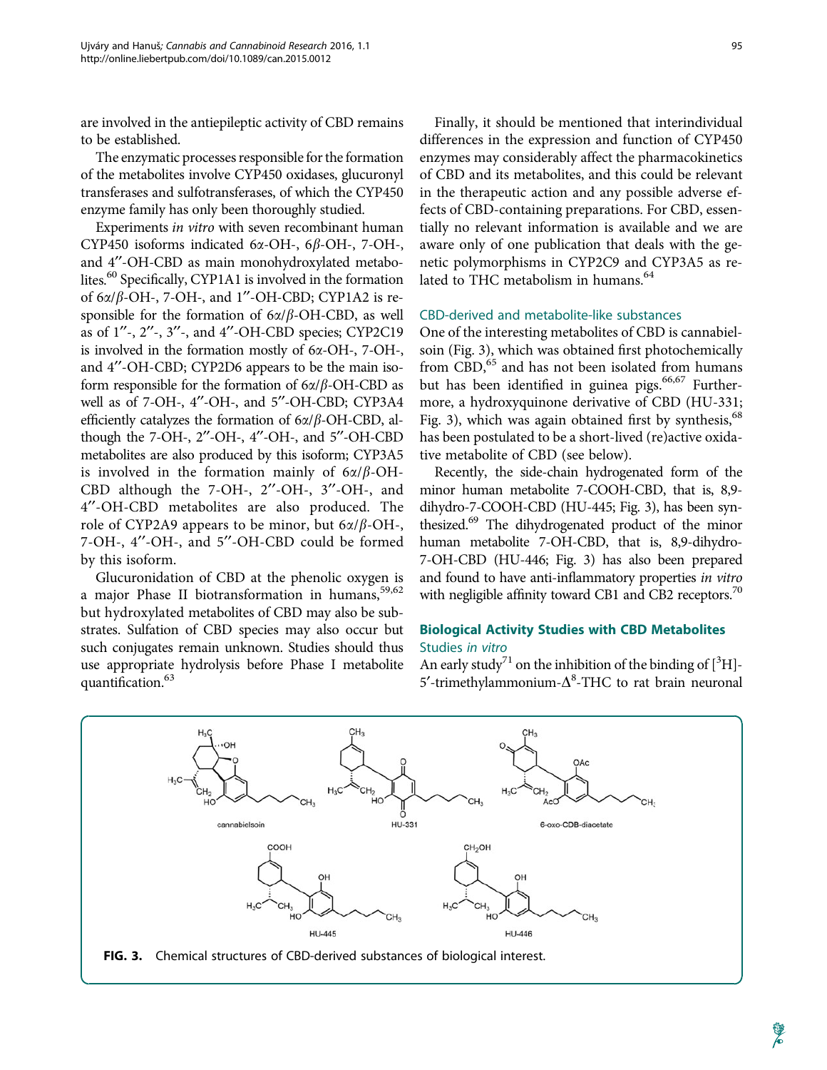are involved in the antiepileptic activity of CBD remains to be established.

The enzymatic processes responsible for the formation of the metabolites involve CYP450 oxidases, glucuronyl transferases and sulfotransferases, of which the CYP450 enzyme family has only been thoroughly studied.

Experiments *in vitro* with seven recombinant human CYP450 isoforms indicated 6α-OH-, 6β-OH-, 7-OH-, and 4″-OH-CBD as main monohydroxylated metabolites.[60] Specifically, CYP1A1 is involved in the formation of 6α/β-OH-, 7-OH-, and 1″-OH-CBD; CYP1A2 is responsible for the formation of 6α/β-OH-CBD, as well as of 1″-, 2″-, 3″-, and 4″-OH-CBD species; CYP2C19 is involved in the formation mostly of 6α-OH-, 7-OH-, and 4″-OH-CBD; CYP2D6 appears to be the main isoform responsible for the formation of 6α/β-OH-CBD as well as of 7-OH-, 4″-OH-, and 5″-OH-CBD; CYP3A4 efficiently catalyzes the formation of 6α/β-OH-CBD, although the 7-OH-, 2″-OH-, 4″-OH-, and 5″-OH-CBD metabolites are also produced by this isoform; CYP3A5 is involved in the formation mainly of 6α/β-OH-CBD although the 7-OH-, 2″-OH-, 3″-OH-, and 4″-OH-CBD metabolites are also produced. The role of CYP2A9 appears to be minor, but 6α/β-OH-, 7-OH-, 4″-OH-, and 5″-OH-CBD could be formed by this isoform.

Glucuronidation of CBD at the phenolic oxygen is a major Phase II biotransformation in humans,[59,62] but hydroxylated metabolites of CBD may also be substrates. Sulfation of CBD species may also occur but such conjugates remain unknown. Studies should thus use appropriate hydrolysis before Phase I metabolite quantification.[63]

Finally, it should be mentioned that interindividual differences in the expression and function of CYP450 enzymes may considerably affect the pharmacokinetics of CBD and its metabolites, and this could be relevant in the therapeutic action and any possible adverse effects of CBD-containing preparations. For CBD, essentially no relevant information is available and we are aware only of one publication that deals with the genetic polymorphisms in CYP2C9 and CYP3A5 as related to THC metabolism in humans.[64]

### CBD-derived and metabolite-like substances

One of the interesting metabolites of CBD is cannabielsoin (Fig. 3), which was obtained first photochemically from CBD,[65] and has not been isolated from humans but has been identified in guinea pigs.[66,67] Furthermore, a hydroxyquinone derivative of CBD (HU-331; Fig. 3), which was again obtained first by synthesis,[68] has been postulated to be a short-lived (re)active oxidative metabolite of CBD (see below).

Recently, the side-chain hydrogenated form of the minor human metabolite 7-COOH-CBD, that is, 8,9-dihydro-7-COOH-CBD (HU-445; Fig. 3), has been synthesized.[69] The dihydrogenated product of the minor human metabolite 7-OH-CBD, that is, 8,9-dihydro-7-OH-CBD (HU-446; Fig. 3) has also been prepared and found to have anti-inflammatory properties *in vitro* with negligible affinity toward CB1 and CB2 receptors.[70]

## Biological Activity Studies with CBD Metabolites

### Studies *in vitro*

An early study[71] on the inhibition of the binding of [$^3$H]-5′-trimethylammonium-$\Delta^8$-THC to rat brain neuronal

**FIG. 3.** Chemical structures of CBD-derived substances of biological interest.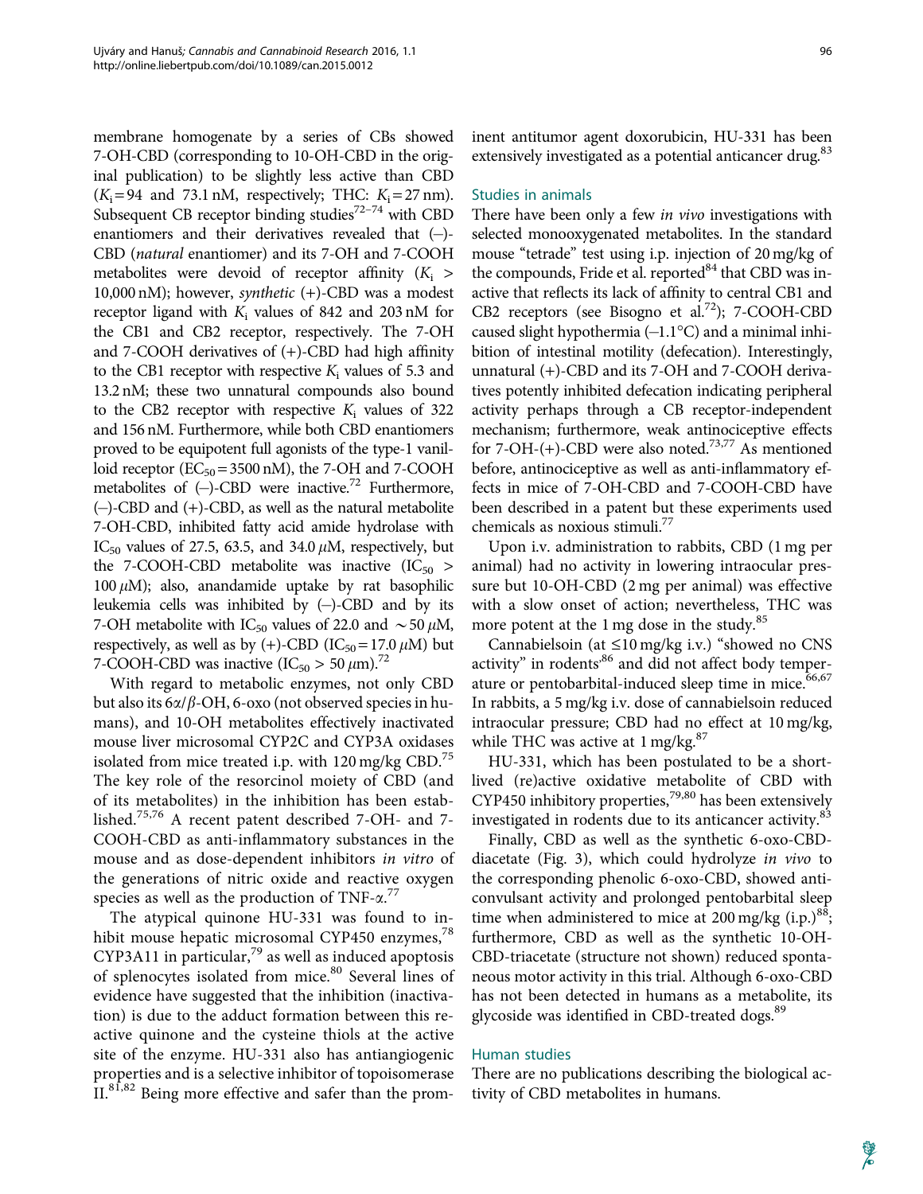membrane homogenate by a series of CBs showed 7-OH-CBD (corresponding to 10-OH-CBD in the original publication) to be slightly less active than CBD ($K_i$ = 94 and 73.1 nM, respectively; THC: $K_i$ = 27 nm). Subsequent CB receptor binding studies[72–74] with CBD enantiomers and their derivatives revealed that (–)-CBD (*natural* enantiomer) and its 7-OH and 7-COOH metabolites were devoid of receptor affinity ($K_i$ > 10,000 nM); however, *synthetic* (+)-CBD was a modest receptor ligand with $K_i$ values of 842 and 203 nM for the CB1 and CB2 receptor, respectively. The 7-OH and 7-COOH derivatives of (+)-CBD had high affinity to the CB1 receptor with respective $K_i$ values of 5.3 and 13.2 nM; these two unnatural compounds also bound to the CB2 receptor with respective $K_i$ values of 322 and 156 nM. Furthermore, while both CBD enantiomers proved to be equipotent full agonists of the type-1 vanilloid receptor ($EC_{50}$ = 3500 nM), the 7-OH and 7-COOH metabolites of (–)-CBD were inactive.[72] Furthermore, (–)-CBD and (+)-CBD, as well as the natural metabolite 7-OH-CBD, inhibited fatty acid amide hydrolase with $IC_{50}$ values of 27.5, 63.5, and 34.0 $\mu$M, respectively, but the 7-COOH-CBD metabolite was inactive ($IC_{50}$ > 100 $\mu$M); also, anandamide uptake by rat basophilic leukemia cells was inhibited by (–)-CBD and by its 7-OH metabolite with $IC_{50}$ values of 22.0 and ~50 $\mu$M, respectively, as well as by (+)-CBD ($IC_{50}$ = 17.0 $\mu$M) but 7-COOH-CBD was inactive ($IC_{50}$ > 50 $\mu$m).[72]

With regard to metabolic enzymes, not only CBD but also its 6α/β-OH, 6-oxo (not observed species in humans), and 10-OH metabolites effectively inactivated mouse liver microsomal CYP2C and CYP3A oxidases isolated from mice treated i.p. with 120 mg/kg CBD.[75] The key role of the resorcinol moiety of CBD (and of its metabolites) in the inhibition has been established.[75,76] A recent patent described 7-OH- and 7-COOH-CBD as anti-inflammatory substances in the mouse and as dose-dependent inhibitors *in vitro* of the generations of nitric oxide and reactive oxygen species as well as the production of TNF-α.[77]

The atypical quinone HU-331 was found to inhibit mouse hepatic microsomal CYP450 enzymes,[78] CYP3A11 in particular,[79] as well as induced apoptosis of splenocytes isolated from mice.[80] Several lines of evidence have suggested that the inhibition (inactivation) is due to the adduct formation between this reactive quinone and the cysteine thiols at the active site of the enzyme. HU-331 also has antiangiogenic properties and is a selective inhibitor of topoisomerase II.[81,82] Being more effective and safer than the prominent antitumor agent doxorubicin, HU-331 has been extensively investigated as a potential anticancer drug.[83]

## Studies in animals

There have been only a few *in vivo* investigations with selected monooxygenated metabolites. In the standard mouse "tetrade" test using i.p. injection of 20 mg/kg of the compounds, Fride et al. reported[84] that CBD was inactive that reflects its lack of affinity to central CB1 and CB2 receptors (see Bisogno et al.[72]); 7-COOH-CBD caused slight hypothermia (–1.1°C) and a minimal inhibition of intestinal motility (defecation). Interestingly, unnatural (+)-CBD and its 7-OH and 7-COOH derivatives potently inhibited defecation indicating peripheral activity perhaps through a CB receptor-independent mechanism; furthermore, weak antinociceptive effects for 7-OH-(+)-CBD were also noted.[73,77] As mentioned before, antinociceptive as well as anti-inflammatory effects in mice of 7-OH-CBD and 7-COOH-CBD have been described in a patent but these experiments used chemicals as noxious stimuli.[77]

Upon i.v. administration to rabbits, CBD (1 mg per animal) had no activity in lowering intraocular pressure but 10-OH-CBD (2 mg per animal) was effective with a slow onset of action; nevertheless, THC was more potent at the 1 mg dose in the study.[85]

Cannabielsoin (at ≤10 mg/kg i.v.) "showed no CNS activity" in rodents[86] and did not affect body temperature or pentobarbital-induced sleep time in mice.[66,67] In rabbits, a 5 mg/kg i.v. dose of cannabielsoin reduced intraocular pressure; CBD had no effect at 10 mg/kg, while THC was active at 1 mg/kg.[87]

HU-331, which has been postulated to be a short-lived (re)active oxidative metabolite of CBD with CYP450 inhibitory properties,[79,80] has been extensively investigated in rodents due to its anticancer activity.[83]

Finally, CBD as well as the synthetic 6-oxo-CBD-diacetate (Fig. 3), which could hydrolyze *in vivo* to the corresponding phenolic 6-oxo-CBD, showed anticonvulsant activity and prolonged pentobarbital sleep time when administered to mice at 200 mg/kg (i.p.)[88]; furthermore, CBD as well as the synthetic 10-OH-CBD-triacetate (structure not shown) reduced spontaneous motor activity in this trial. Although 6-oxo-CBD has not been detected in humans as a metabolite, its glycoside was identified in CBD-treated dogs.[89]

## Human studies

There are no publications describing the biological activity of CBD metabolites in humans.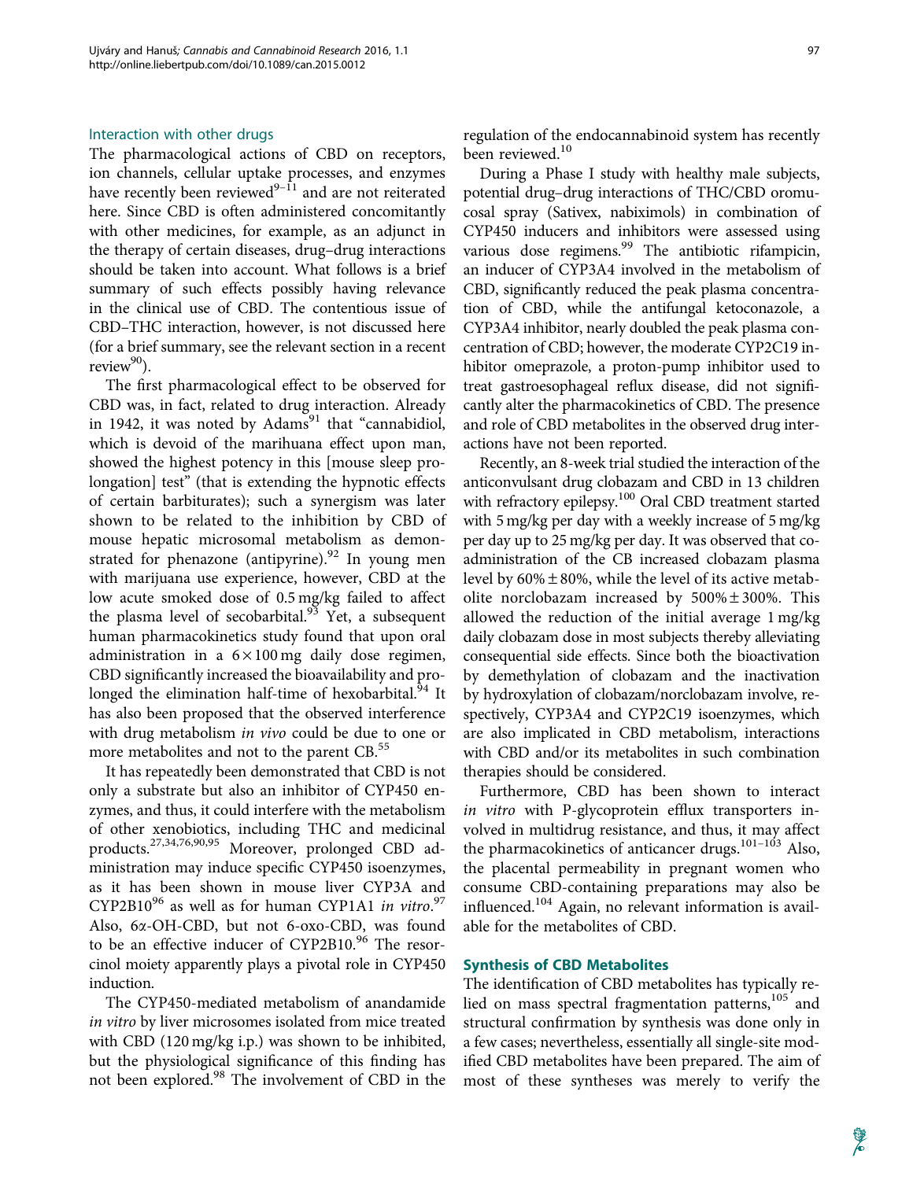### Interaction with other drugs

The pharmacological actions of CBD on receptors, ion channels, cellular uptake processes, and enzymes have recently been reviewed[9–11] and are not reiterated here. Since CBD is often administered concomitantly with other medicines, for example, as an adjunct in the therapy of certain diseases, drug–drug interactions should be taken into account. What follows is a brief summary of such effects possibly having relevance in the clinical use of CBD. The contentious issue of CBD–THC interaction, however, is not discussed here (for a brief summary, see the relevant section in a recent review[90]).

The first pharmacological effect to be observed for CBD was, in fact, related to drug interaction. Already in 1942, it was noted by Adams[91] that "cannabidiol, which is devoid of the marihuana effect upon man, showed the highest potency in this [mouse sleep prolongation] test" (that is extending the hypnotic effects of certain barbiturates); such a synergism was later shown to be related to the inhibition by CBD of mouse hepatic microsomal metabolism as demonstrated for phenazone (antipyrine).[92] In young men with marijuana use experience, however, CBD at the low acute smoked dose of 0.5 mg/kg failed to affect the plasma level of secobarbital.[93] Yet, a subsequent human pharmacokinetics study found that upon oral administration in a $6 \times 100$ mg daily dose regimen, CBD significantly increased the bioavailability and prolonged the elimination half-time of hexobarbital.[94] It has also been proposed that the observed interference with drug metabolism *in vivo* could be due to one or more metabolites and not to the parent CB.[55]

It has repeatedly been demonstrated that CBD is not only a substrate but also an inhibitor of CYP450 enzymes, and thus, it could interfere with the metabolism of other xenobiotics, including THC and medicinal products.[27,34,76,90,95] Moreover, prolonged CBD administration may induce specific CYP450 isoenzymes, as it has been shown in mouse liver CYP3A and CYP2B10[96] as well as for human CYP1A1 *in vitro*.[97] Also, 6α-OH-CBD, but not 6-oxo-CBD, was found to be an effective inducer of CYP2B10.[96] The resorcinol moiety apparently plays a pivotal role in CYP450 induction.

The CYP450-mediated metabolism of anandamide *in vitro* by liver microsomes isolated from mice treated with CBD (120 mg/kg i.p.) was shown to be inhibited, but the physiological significance of this finding has not been explored.[98] The involvement of CBD in the regulation of the endocannabinoid system has recently been reviewed.[10]

During a Phase I study with healthy male subjects, potential drug–drug interactions of THC/CBD oromucosal spray (Sativex, nabiximols) in combination of CYP450 inducers and inhibitors were assessed using various dose regimens.[99] The antibiotic rifampicin, an inducer of CYP3A4 involved in the metabolism of CBD, significantly reduced the peak plasma concentration of CBD, while the antifungal ketoconazole, a CYP3A4 inhibitor, nearly doubled the peak plasma concentration of CBD; however, the moderate CYP2C19 inhibitor omeprazole, a proton-pump inhibitor used to treat gastroesophageal reflux disease, did not significantly alter the pharmacokinetics of CBD. The presence and role of CBD metabolites in the observed drug interactions have not been reported.

Recently, an 8-week trial studied the interaction of the anticonvulsant drug clobazam and CBD in 13 children with refractory epilepsy.[100] Oral CBD treatment started with 5 mg/kg per day with a weekly increase of 5 mg/kg per day up to 25 mg/kg per day. It was observed that coadministration of the CB increased clobazam plasma level by $60\% \pm 80\%$, while the level of its active metabolite norclobazam increased by $500\% \pm 300\%$. This allowed the reduction of the initial average 1 mg/kg daily clobazam dose in most subjects thereby alleviating consequential side effects. Since both the bioactivation by demethylation of clobazam and the inactivation by hydroxylation of clobazam/norclobazam involve, respectively, CYP3A4 and CYP2C19 isoenzymes, which are also implicated in CBD metabolism, interactions with CBD and/or its metabolites in such combination therapies should be considered.

Furthermore, CBD has been shown to interact *in vitro* with P-glycoprotein efflux transporters involved in multidrug resistance, and thus, it may affect the pharmacokinetics of anticancer drugs.[101–103] Also, the placental permeability in pregnant women who consume CBD-containing preparations may also be influenced.[104] Again, no relevant information is available for the metabolites of CBD.

## Synthesis of CBD Metabolites

The identification of CBD metabolites has typically relied on mass spectral fragmentation patterns,[105] and structural confirmation by synthesis was done only in a few cases; nevertheless, essentially all single-site modified CBD metabolites have been prepared. The aim of most of these syntheses was merely to verify the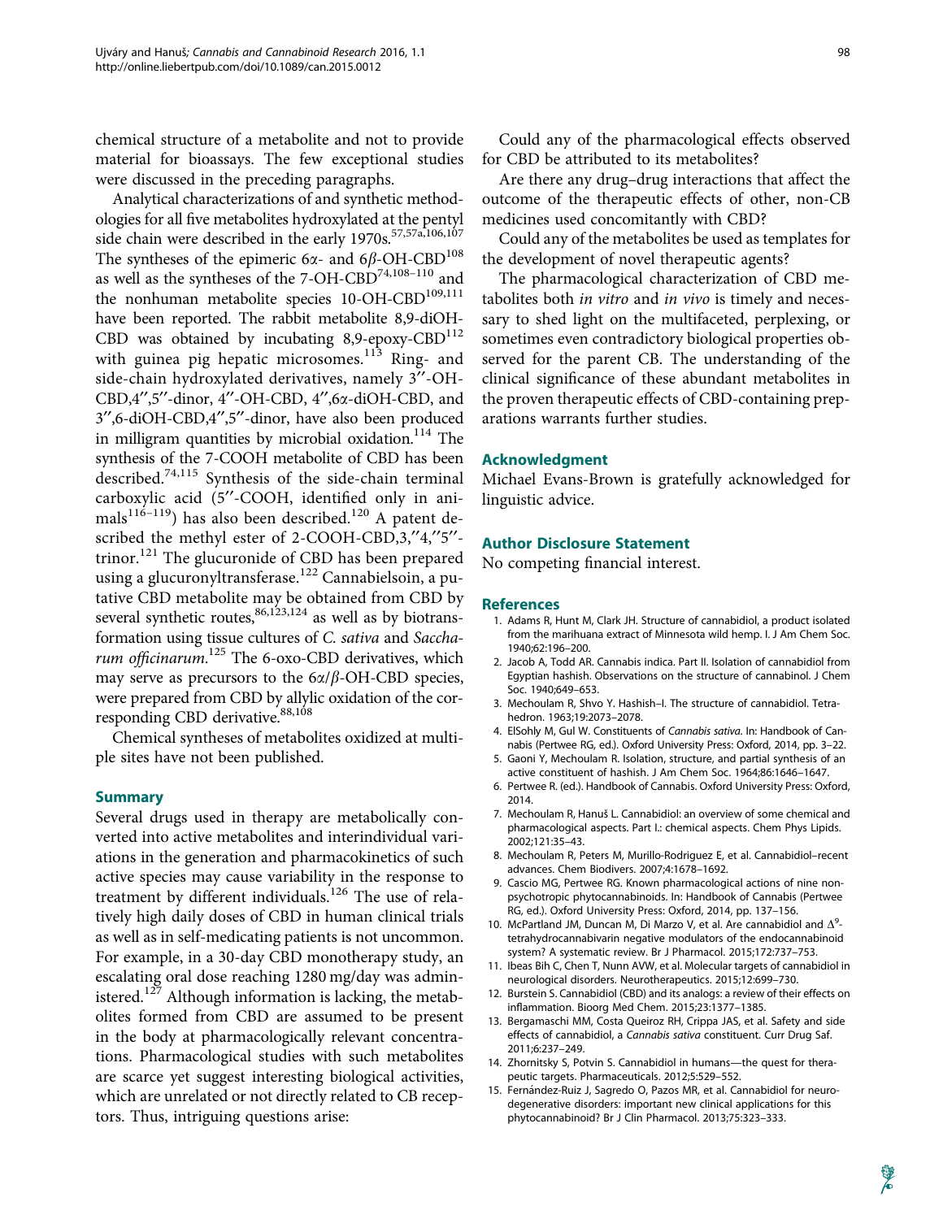chemical structure of a metabolite and not to provide material for bioassays. The few exceptional studies were discussed in the preceding paragraphs.

Analytical characterizations of and synthetic methodologies for all five metabolites hydroxylated at the pentyl side chain were described in the early 1970s.[57,57a,106,107] The syntheses of the epimeric 6$\alpha$- and 6$\beta$-OH-CBD[108] as well as the syntheses of the 7-OH-CBD[74,108–110] and the nonhuman metabolite species 10-OH-CBD[109,111] have been reported. The rabbit metabolite 8,9-diOH-CBD was obtained by incubating 8,9-epoxy-CBD[112] with guinea pig hepatic microsomes.[113] Ring- and side-chain hydroxylated derivatives, namely 3″-OH-CBD,4″,5″-dinor, 4″-OH-CBD, 4″,6$\alpha$-diOH-CBD, and 3″,6-diOH-CBD,4″,5″-dinor, have also been produced in milligram quantities by microbial oxidation.[114] The synthesis of the 7-COOH metabolite of CBD has been described.[74,115] Synthesis of the side-chain terminal carboxylic acid (5″-COOH, identified only in animals[116–119]) has also been described.[120] A patent described the methyl ester of 2-COOH-CBD,3,″4,″5″-trinor.[121] The glucuronide of CBD has been prepared using a glucuronyltransferase.[122] Cannabielsoin, a putative CBD metabolite may be obtained from CBD by several synthetic routes,[86,123,124] as well as by biotransformation using tissue cultures of *C. sativa* and *Saccharum officinarum*.[125] The 6-oxo-CBD derivatives, which may serve as precursors to the 6$\alpha$/$\beta$-OH-CBD species, were prepared from CBD by allylic oxidation of the corresponding CBD derivative.[88,108]

Chemical syntheses of metabolites oxidized at multiple sites have not been published.

## Summary

Several drugs used in therapy are metabolically converted into active metabolites and interindividual variations in the generation and pharmacokinetics of such active species may cause variability in the response to treatment by different individuals.[126] The use of relatively high daily doses of CBD in human clinical trials as well as in self-medicating patients is not uncommon. For example, in a 30-day CBD monotherapy study, an escalating oral dose reaching 1280 mg/day was administered.[127] Although information is lacking, the metabolites formed from CBD are assumed to be present in the body at pharmacologically relevant concentrations. Pharmacological studies with such metabolites are scarce yet suggest interesting biological activities, which are unrelated or not directly related to CB receptors. Thus, intriguing questions arise:

Could any of the pharmacological effects observed for CBD be attributed to its metabolites?

Are there any drug–drug interactions that affect the outcome of the therapeutic effects of other, non-CB medicines used concomitantly with CBD?

Could any of the metabolites be used as templates for the development of novel therapeutic agents?

The pharmacological characterization of CBD metabolites both *in vitro* and *in vivo* is timely and necessary to shed light on the multifaceted, perplexing, or sometimes even contradictory biological properties observed for the parent CB. The understanding of the clinical significance of these abundant metabolites in the proven therapeutic effects of CBD-containing preparations warrants further studies.

## Acknowledgment

Michael Evans-Brown is gratefully acknowledged for linguistic advice.

## Author Disclosure Statement

No competing financial interest.

## References

1. Adams R, Hunt M, Clark JH. Structure of cannabidiol, a product isolated from the marihuana extract of Minnesota wild hemp. I. J Am Chem Soc. 1940;62:196–200.
2. Jacob A, Todd AR. Cannabis indica. Part II. Isolation of cannabidiol from Egyptian hashish. Observations on the structure of cannabinol. J Chem Soc. 1940;649–653.
3. Mechoulam R, Shvo Y. Hashish–I. The structure of cannabidiol. Tetrahedron. 1963;19:2073–2078.
4. ElSohly M, Gul W. Constituents of *Cannabis sativa*. In: Handbook of Cannabis (Pertwee RG, ed.). Oxford University Press: Oxford, 2014, pp. 3–22.
5. Gaoni Y, Mechoulam R. Isolation, structure, and partial synthesis of an active constituent of hashish. J Am Chem Soc. 1964;86:1646–1647.
6. Pertwee R. (ed.). Handbook of Cannabis. Oxford University Press: Oxford, 2014.
7. Mechoulam R, Hanuš L. Cannabidiol: an overview of some chemical and pharmacological aspects. Part I.: chemical aspects. Chem Phys Lipids. 2002;121:35–43.
8. Mechoulam R, Peters M, Murillo-Rodriguez E, et al. Cannabidiol–recent advances. Chem Biodivers. 2007;4:1678–1692.
9. Cascio MG, Pertwee RG. Known pharmacological actions of nine nonpsychotropic phytocannabinoids. In: Handbook of Cannabis (Pertwee RG, ed.). Oxford University Press: Oxford, 2014, pp. 137–156.
10. McPartland JM, Duncan M, Di Marzo V, et al. Are cannabidiol and $\Delta^9$-tetrahydrocannabivarin negative modulators of the endocannabinoid system? A systematic review. Br J Pharmacol. 2015;172:737–753.
11. Ibeas Bih C, Chen T, Nunn AVW, et al. Molecular targets of cannabidiol in neurological disorders. Neurotherapeutics. 2015;12:699–730.
12. Burstein S. Cannabidiol (CBD) and its analogs: a review of their effects on inflammation. Bioorg Med Chem. 2015;23:1377–1385.
13. Bergamaschi MM, Costa Queiroz RH, Crippa JAS, et al. Safety and side effects of cannabidiol, a *Cannabis sativa* constituent. Curr Drug Saf. 2011;6:237–249.
14. Zhornitsky S, Potvin S. Cannabidiol in humans—the quest for therapeutic targets. Pharmaceuticals. 2012;5:529–552.
15. Fernández-Ruiz J, Sagredo O, Pazos MR, et al. Cannabidiol for neurodegenerative disorders: important new clinical applications for this phytocannabinoid? Br J Clin Pharmacol. 2013;75:323–333.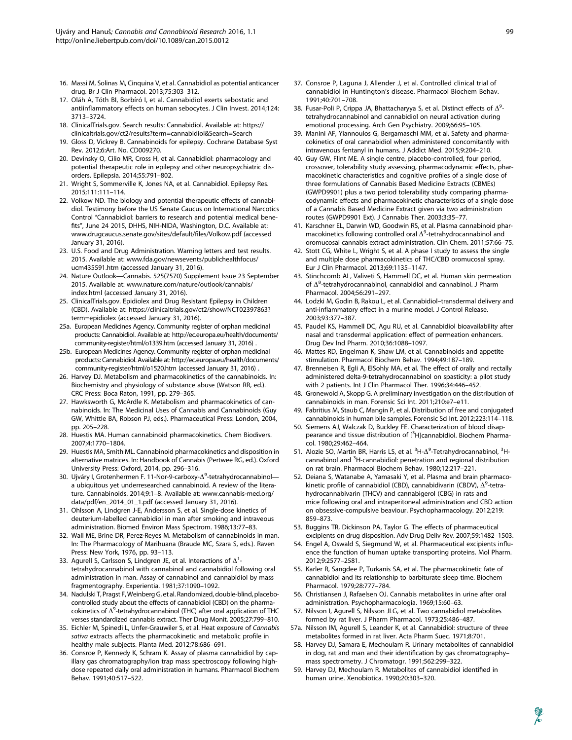16. Massi M, Solinas M, Cinquina V, et al. Cannabidiol as potential anticancer drug. Br J Clin Pharmacol. 2013;75:303–312.
17. Oláh A, Tóth BI, Borbíró I, et al. Cannabidiol exerts sebostatic and antiinflammatory effects on human sebocytes. J Clin Invest. 2014;124: 3713–3724.
18. ClinicalTrials.gov. Search results: Cannabidiol. Available at: https://clinicaltrials.gov/ct2/results?term=cannabidiol&Search=Search
19. Gloss D, Vickrey B. Cannabinoids for epilepsy. Cochrane Database Syst Rev. 2012;6:Art. No. CD009270.
20. Devinsky O, Cilio MR, Cross H, et al. Cannabidiol: pharmacology and potential therapeutic role in epilepsy and other neuropsychiatric disorders. Epilepsia. 2014;55:791–802.
21. Wright S, Sommerville K, Jones NA, et al. Cannabidiol. Epilepsy Res. 2015;111:111–114.
22. Volkow ND. The biology and potential therapeutic effects of cannabidiol. Testimony before the US Senate Caucus on International Narcotics Control "Cannabidiol: barriers to research and potential medical benefits", June 24 2015, DHHS, NIH-NIDA, Washington, D.C. Available at: www.drugcaucus.senate.gov/sites/default/files/Volkow.pdf (accessed January 31, 2016).
23. U.S. Food and Drug Administration. Warning letters and test results. 2015. Available at: www.fda.gov/newsevents/publichealthfocus/ucm435591.htm (accessed January 31, 2016).
24. Nature Outlook—Cannabis. 525(7570) Supplement Issue 23 September 2015. Available at: www.nature.com/nature/outlook/cannabis/index.html (accessed January 31, 2016).
25. ClinicalTrials.gov. Epidiolex and Drug Resistant Epilepsy in Children (CBD). Available at: https://clinicaltrials.gov/ct2/show/NCT02397863?term=epidiolex (accessed January 31, 2016).

25a. European Medicines Agency. Community register of orphan medicinal products: Cannabidiol. Available at: http://ec.europa.eu/health/documents/community-register/html/o1339.htm (accessed January 31, 2016) .

25b. European Medicines Agency. Community register of orphan medicinal products: Cannabidiol. Available at: http://ec.europa.eu/health/documents/community-register/html/o1520.htm (accessed January 31, 2016) .

26. Harvey DJ. Metabolism and pharmacokinetics of the cannabinoids. In: Biochemistry and physiology of substance abuse (Watson RR, ed.). CRC Press: Boca Raton, 1991, pp. 279–365.
27. Hawksworth G, McArdle K. Metabolism and pharmacokinetics of cannabinoids. In: The Medicinal Uses of Cannabis and Cannabinoids (Guy GW, Whittle BA, Robson PJ, eds.). Pharmaceutical Press: London, 2004, pp. 205–228.
28. Huestis MA. Human cannabinoid pharmacokinetics. Chem Biodivers. 2007;4:1770–1804.
29. Huestis MA, Smith ML. Cannabinoid pharmacokinetics and disposition in alternative matrices. In: Handbook of Cannabis (Pertwee RG, ed.). Oxford University Press: Oxford, 2014, pp. 296–316.
30. Ujváry I, Grotenhermen F. 11-Nor-9-carboxy-$\Delta^9$-tetrahydrocannabinol—a ubiquitous yet underresearched cannabinoid. A review of the literature. Cannabinoids. 2014;9:1–8. Available at: www.cannabis-med.org/data/pdf/en_2014_01_1.pdf (accessed January 31, 2016).
31. Ohlsson A, Lindgren J-E, Andersson S, et al. Single-dose kinetics of deuterium-labelled cannabidiol in man after smoking and intraveous administration. Biomed Environ Mass Spectrom. 1986;13:77–83.
32. Wall ME, Brine DR, Perez-Reyes M. Metabolism of cannabinoids in man. In: The Pharmacology of Marihuana (Braude MC, Szara S, eds.). Raven Press: New York, 1976, pp. 93–113.
33. Agurell S, Carlsson S, Lindgren JE, et al. Interactions of $\Delta^1$-tetrahydrocannabinol with cannabinol and cannabidiol following oral administration in man. Assay of cannabinol and cannabidiol by mass fragmentography. Experientia. 1981;37:1090–1092.
34. Nadulski T, Pragst F, Weinberg G, et al. Randomized, double-blind, placebo-controlled study about the effects of cannabidiol (CBD) on the pharmacokinetics of $\Delta^9$-tetrahydrocannabinol (THC) after oral application of THC verses standardized cannabis extract. Ther Drug Monit. 2005;27:799–810.
35. Eichler M, Spinedi L, Unfer-Grauwiler S, et al. Heat exposure of *Cannabis sativa* extracts affects the pharmacokinetic and metabolic profile in healthy male subjects. Planta Med. 2012;78:686–691.
36. Consroe P, Kennedy K, Schram K. Assay of plasma cannabidiol by capillary gas chromatography/ion trap mass spectroscopy following high-dose repeated daily oral administration in humans. Pharmacol Biochem Behav. 1991;40:517–522.
37. Consroe P, Laguna J, Allender J, et al. Controlled clinical trial of cannabidiol in Huntington's disease. Pharmacol Biochem Behav. 1991;40:701–708.
38. Fusar-Poli P, Crippa JA, Bhattacharyya S, et al. Distinct effects of $\Delta^9$-tetrahydrocannabinol and cannabidiol on neural activation during emotional processing. Arch Gen Psychiatry. 2009;66:95–105.
39. Manini AF, Yiannoulos G, Bergamaschi MM, et al. Safety and pharmacokinetics of oral cannabidiol when administered concomitantly with intravenous fentanyl in humans. J Addict Med. 2015;9:204–210.
40. Guy GW, Flint ME. A single centre, placebo-controlled, four period, crossover, tolerability study assessing, pharmacodynamic effects, pharmacokinetic characteristics and cognitive profiles of a single dose of three formulations of Cannabis Based Medicine Extracts (CBMEs) (GWPD9901) plus a two period tolerability study comparing pharmacodynamic effects and pharmacokinetic characteristics of a single dose of a Cannabis Based Medicine Extract given via two administration routes (GWPD9901 Ext). J Cannabis Ther. 2003;3:35–77.
41. Karschner EL, Darwin WD, Goodwin RS, et al. Plasma cannabinoid pharmacokinetics following controlled oral $\Delta^9$-tetrahydrocannabinol and oromucosal cannabis extract administration. Clin Chem. 2011;57:66–75.
42. Stott CG, White L, Wright S, et al. A phase I study to assess the single and multiple dose pharmacokinetics of THC/CBD oromucosal spray. Eur J Clin Pharmacol. 2013;69:1135–1147.
43. Stinchcomb AL, Valiveti S, Hammell DC, et al. Human skin permeation of $\Delta^8$-tetrahydrocannabinol, cannabidiol and cannabinol. J Pharm Pharmacol. 2004;56:291–297.
44. Lodzki M, Godin B, Rakou L, et al. Cannabidiol–transdermal delivery and anti-inflammatory effect in a murine model. J Control Release. 2003;93:377–387.
45. Paudel KS, Hammell DC, Agu RU, et al. Cannabidiol bioavailability after nasal and transdermal application: effect of permeation enhancers. Drug Dev Ind Pharm. 2010;36:1088–1097.
46. Mattes RD, Engelman K, Shaw LM, et al. Cannabinoids and appetite stimulation. Pharmacol Biochem Behav. 1994;49:187–189.
47. Brenneisen R, Egli A, ElSohly MA, et al. The effect of orally and rectally administered delta-9-tetrahydrocannabinol on spasticity: a pilot study with 2 patients. Int J Clin Pharmacol Ther. 1996;34:446–452.
48. Gronewold A, Skopp G. A preliminary investigation on the distribution of cannabinoids in man. Forensic Sci Int. 2011;210:e7–e11.
49. Fabritius M, Staub C, Mangin P, et al. Distribution of free and conjugated cannabinoids in human bile samples. Forensic Sci Int. 2012;223:114–118.
50. Siemens AJ, Walczak D, Buckley FE. Characterization of blood disappearance and tissue distribution of [$^3$H]cannabidiol. Biochem Pharmacol. 1980;29:462–464.
51. Alozie SO, Martin BR, Harris LS, et al. $^3$H-$\Delta^9$-Tetrahydrocannabinol, $^3$H-cannabinol and $^3$H-cannabidiol: penetration and regional distribution on rat brain. Pharmacol Biochem Behav. 1980;12:217–221.
52. Deiana S, Watanabe A, Yamasaki Y, et al. Plasma and brain pharmacokinetic profile of cannabidiol (CBD), cannabidivarin (CBDV), $\Delta^9$-tetrahydrocannabivarin (THCV) and cannabigerol (CBG) in rats and mice following oral and intraperitoneal administration and CBD action on obsessive-compulsive beaviour. Psychopharmacology. 2012;219: 859–873.
53. Buggins TR, Dickinson PA, Taylor G. The effects of pharmaceutical excipients on drug disposition. Adv Drug Deliv Rev. 2007;59:1482–1503.
54. Engel A, Oswald S, Siegmund W, et al. Pharmaceutical excipients influence the function of human uptake transporting proteins. Mol Pharm. 2012;9:2577–2581.
55. Karler R, Sangdee P, Turkanis SA, et al. The pharmacokinetic fate of cannabidiol and its relationship to barbiturate sleep time. Biochem Pharmacol. 1979;28:777–784.
56. Christiansen J, Rafaelsen OJ. Cannabis metabolites in urine after oral administration. Psychopharmacologia. 1969;15:60–63.
57. Nilsson I, Agurell S, Nilsson JLG, et al. Two cannabidiol metabolites formed by rat liver. J Pharm Pharmacol. 1973;25:486–487.

57a. Nilsson IM, Agurell S, Leander K, et al. Cannabidiol: structure of three metabolites formed in rat liver. Acta Pharm Suec. 1971;8:701.

58. Harvey DJ, Samara E, Mechoulam R. Urinary metabolites of cannabidiol in dog, rat and man and their identification by gas chromatography–mass spectrometry. J Chromatogr. 1991;562:299–322.
59. Harvey DJ, Mechoulam R. Metabolites of cannabidiol identified in human urine. Xenobiotica. 1990;20:303–320.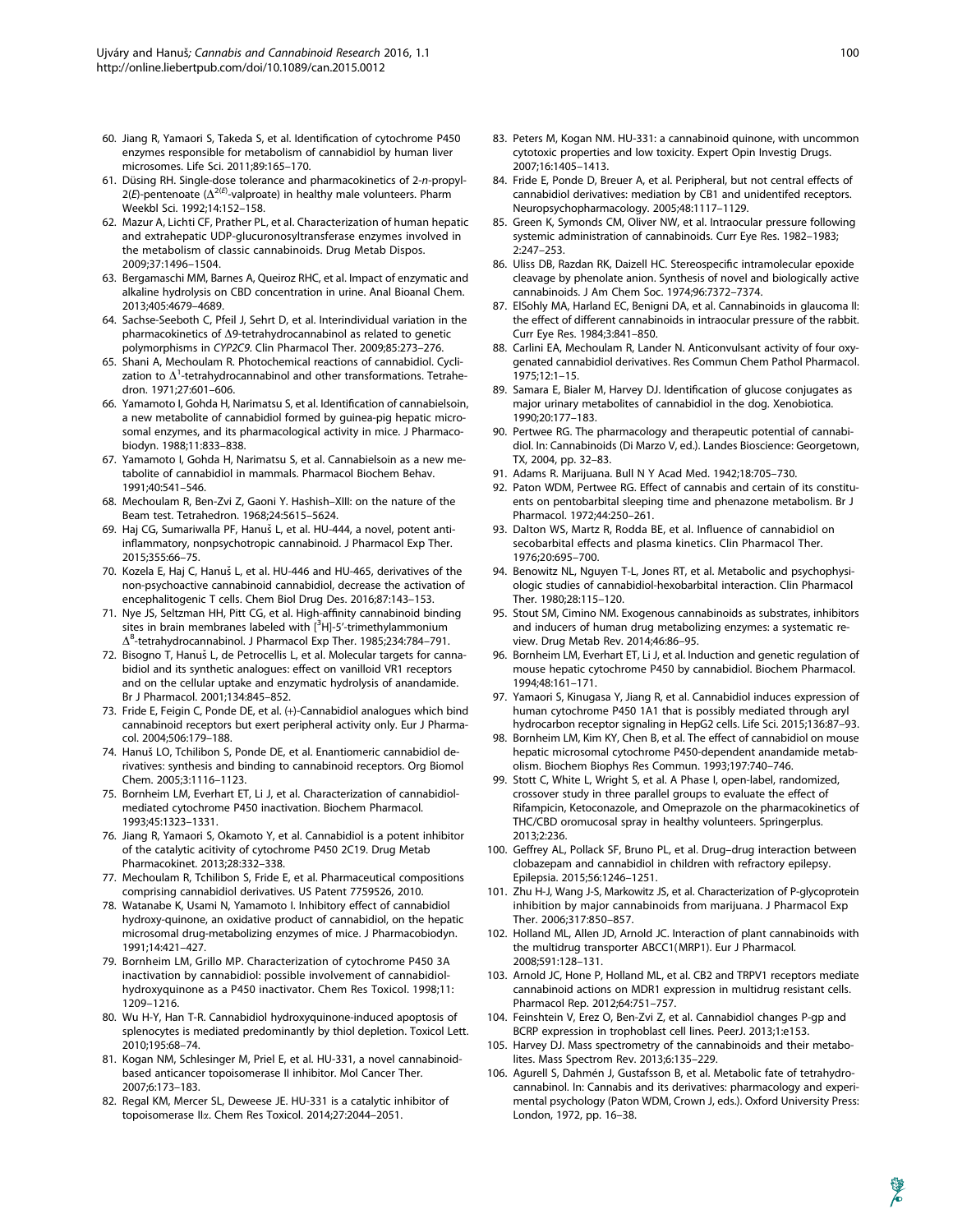60. Jiang R, Yamaori S, Takeda S, et al. Identification of cytochrome P450 enzymes responsible for metabolism of cannabidiol by human liver microsomes. Life Sci. 2011;89:165–170.
61. Düsing RH. Single-dose tolerance and pharmacokinetics of 2-*n*-propyl-2(*E*)-pentenoate ($\Delta^{2(E)}$-valproate) in healthy male volunteers. Pharm Weekbl Sci. 1992;14:152–158.
62. Mazur A, Lichti CF, Prather PL, et al. Characterization of human hepatic and extrahepatic UDP-glucuronosyltransferase enzymes involved in the metabolism of classic cannabinoids. Drug Metab Dispos. 2009;37:1496–1504.
63. Bergamaschi MM, Barnes A, Queiroz RHC, et al. Impact of enzymatic and alkaline hydrolysis on CBD concentration in urine. Anal Bioanal Chem. 2013;405:4679–4689.
64. Sachse-Seeboth C, Pfeil J, Sehrt D, et al. Interindividual variation in the pharmacokinetics of Δ9-tetrahydrocannabinol as related to genetic polymorphisms in *CYP2C9*. Clin Pharmacol Ther. 2009;85:273–276.
65. Shani A, Mechoulam R. Photochemical reactions of cannabidiol. Cyclization to $\Delta^1$-tetrahydrocannabinol and other transformations. Tetrahedron. 1971;27:601–606.
66. Yamamoto I, Gohda H, Narimatsu S, et al. Identification of cannabielsoin, a new metabolite of cannabidiol formed by guinea-pig hepatic microsomal enzymes, and its pharmacological activity in mice. J Pharmacobiodyn. 1988;11:833–838.
67. Yamamoto I, Gohda H, Narimatsu S, et al. Cannabielsoin as a new metabolite of cannabidiol in mammals. Pharmacol Biochem Behav. 1991;40:541–546.
68. Mechoulam R, Ben-Zvi Z, Gaoni Y. Hashish–XIII: on the nature of the Beam test. Tetrahedron. 1968;24:5615–5624.
69. Haj CG, Sumariwalla PF, Hanuš L, et al. HU-444, a novel, potent anti-inflammatory, nonpsychotropic cannabinoid. J Pharmacol Exp Ther. 2015;355:66–75.
70. Kozela E, Haj C, Hanuš L, et al. HU-446 and HU-465, derivatives of the non-psychoactive cannabinoid cannabidiol, decrease the activation of encephalitogenic T cells. Chem Biol Drug Des. 2016;87:143–153.
71. Nye JS, Seltzman HH, Pitt CG, et al. High-affinity cannabinoid binding sites in brain membranes labeled with [$^3$H]-5′-trimethylammonium $\Delta^8$-tetrahydrocannabinol. J Pharmacol Exp Ther. 1985;234:784–791.
72. Bisogno T, Hanuš L, de Petrocellis L, et al. Molecular targets for cannabidiol and its synthetic analogues: effect on vanilloid VR1 receptors and on the cellular uptake and enzymatic hydrolysis of anandamide. Br J Pharmacol. 2001;134:845–852.
73. Fride E, Feigin C, Ponde DE, et al. (+)-Cannabidiol analogues which bind cannabinoid receptors but exert peripheral activity only. Eur J Pharmacol. 2004;506:179–188.
74. Hanuš LO, Tchilibon S, Ponde DE, et al. Enantiomeric cannabidiol derivatives: synthesis and binding to cannabinoid receptors. Org Biomol Chem. 2005;3:1116–1123.
75. Bornheim LM, Everhart ET, Li J, et al. Characterization of cannabidiol-mediated cytochrome P450 inactivation. Biochem Pharmacol. 1993;45:1323–1331.
76. Jiang R, Yamaori S, Okamoto Y, et al. Cannabidiol is a potent inhibitor of the catalytic acitivity of cytochrome P450 2C19. Drug Metab Pharmacokinet. 2013;28:332–338.
77. Mechoulam R, Tchilibon S, Fride E, et al. Pharmaceutical compositions comprising cannabidiol derivatives. US Patent 7759526, 2010.
78. Watanabe K, Usami N, Yamamoto I. Inhibitory effect of cannabidiol hydroxy-quinone, an oxidative product of cannabidiol, on the hepatic microsomal drug-metabolizing enzymes of mice. J Pharmacobiodyn. 1991;14:421–427.
79. Bornheim LM, Grillo MP. Characterization of cytochrome P450 3A inactivation by cannabidiol: possible involvement of cannabidiol-hydroxyquinone as a P450 inactivator. Chem Res Toxicol. 1998;11: 1209–1216.
80. Wu H-Y, Han T-R. Cannabidiol hydroxyquinone-induced apoptosis of splenocytes is mediated predominantly by thiol depletion. Toxicol Lett. 2010;195:68–74.
81. Kogan NM, Schlesinger M, Priel E, et al. HU-331, a novel cannabinoid-based anticancer topoisomerase II inhibitor. Mol Cancer Ther. 2007;6:173–183.
82. Regal KM, Mercer SL, Deweese JE. HU-331 is a catalytic inhibitor of topoisomerase IIα. Chem Res Toxicol. 2014;27:2044–2051.
83. Peters M, Kogan NM. HU-331: a cannabinoid quinone, with uncommon cytotoxic properties and low toxicity. Expert Opin Investig Drugs. 2007;16:1405–1413.
84. Fride E, Ponde D, Breuer A, et al. Peripheral, but not central effects of cannabidiol derivatives: mediation by CB1 and unidentifed receptors. Neuropsychopharmacology. 2005;48:1117–1129.
85. Green K, Symonds CM, Oliver NW, et al. Intraocular pressure following systemic administration of cannabinoids. Curr Eye Res. 1982–1983; 2:247–253.
86. Uliss DB, Razdan RK, Daizell HC. Stereospecific intramolecular epoxide cleavage by phenolate anion. Synthesis of novel and biologically active cannabinoids. J Am Chem Soc. 1974;96:7372–7374.
87. ElSohly MA, Harland EC, Benigni DA, et al. Cannabinoids in glaucoma II: the effect of different cannabinoids in intraocular pressure of the rabbit. Curr Eye Res. 1984;3:841–850.
88. Carlini EA, Mechoulam R, Lander N. Anticonvulsant activity of four oxygenated cannabidiol derivatives. Res Commun Chem Pathol Pharmacol. 1975;12:1–15.
89. Samara E, Bialer M, Harvey DJ. Identification of glucose conjugates as major urinary metabolites of cannabidiol in the dog. Xenobiotica. 1990;20:177–183.
90. Pertwee RG. The pharmacology and therapeutic potential of cannabidiol. In: Cannabinoids (Di Marzo V, ed.). Landes Bioscience: Georgetown, TX, 2004, pp. 32–83.
91. Adams R. Marijuana. Bull N Y Acad Med. 1942;18:705–730.
92. Paton WDM, Pertwee RG. Effect of cannabis and certain of its constituents on pentobarbital sleeping time and phenazone metabolism. Br J Pharmacol. 1972;44:250–261.
93. Dalton WS, Martz R, Rodda BE, et al. Influence of cannabidiol on secobarbital effects and plasma kinetics. Clin Pharmacol Ther. 1976;20:695–700.
94. Benowitz NL, Nguyen T-L, Jones RT, et al. Metabolic and psychophysiologic studies of cannabidiol-hexobarbital interaction. Clin Pharmacol Ther. 1980;28:115–120.
95. Stout SM, Cimino NM. Exogenous cannabinoids as substrates, inhibitors and inducers of human drug metabolizing enzymes: a systematic review. Drug Metab Rev. 2014;46:86–95.
96. Bornheim LM, Everhart ET, Li J, et al. Induction and genetic regulation of mouse hepatic cytochrome P450 by cannabidiol. Biochem Pharmacol. 1994;48:161–171.
97. Yamaori S, Kinugasa Y, Jiang R, et al. Cannabidiol induces expression of human cytochrome P450 1A1 that is possibly mediated through aryl hydrocarbon receptor signaling in HepG2 cells. Life Sci. 2015;136:87–93.
98. Bornheim LM, Kim KY, Chen B, et al. The effect of cannabidiol on mouse hepatic microsomal cytochrome P450-dependent anandamide metabolism. Biochem Biophys Res Commun. 1993;197:740–746.
99. Stott C, White L, Wright S, et al. A Phase I, open-label, randomized, crossover study in three parallel groups to evaluate the effect of Rifampicin, Ketoconazole, and Omeprazole on the pharmacokinetics of THC/CBD oromucosal spray in healthy volunteers. Springerplus. 2013;2:236.
100. Geffrey AL, Pollack SF, Bruno PL, et al. Drug–drug interaction between clobazepam and cannabidiol in children with refractory epilepsy. Epilepsia. 2015;56:1246–1251.
101. Zhu H-J, Wang J-S, Markowitz JS, et al. Characterization of P-glycoprotein inhibition by major cannabinoids from marijuana. J Pharmacol Exp Ther. 2006;317:850–857.
102. Holland ML, Allen JD, Arnold JC. Interaction of plant cannabinoids with the multidrug transporter ABCC1(MRP1). Eur J Pharmacol. 2008;591:128–131.
103. Arnold JC, Hone P, Holland ML, et al. CB2 and TRPV1 receptors mediate cannabinoid actions on MDR1 expression in multidrug resistant cells. Pharmacol Rep. 2012;64:751–757.
104. Feinshtein V, Erez O, Ben-Zvi Z, et al. Cannabidiol changes P-gp and BCRP expression in trophoblast cell lines. PeerJ. 2013;1:e153.
105. Harvey DJ. Mass spectrometry of the cannabinoids and their metabolites. Mass Spectrom Rev. 2013;6:135–229.
106. Agurell S, Dahmén J, Gustafsson B, et al. Metabolic fate of tetrahydrocannabinol. In: Cannabis and its derivatives: pharmacology and experimental psychology (Paton WDM, Crown J, eds.). Oxford University Press: London, 1972, pp. 16–38.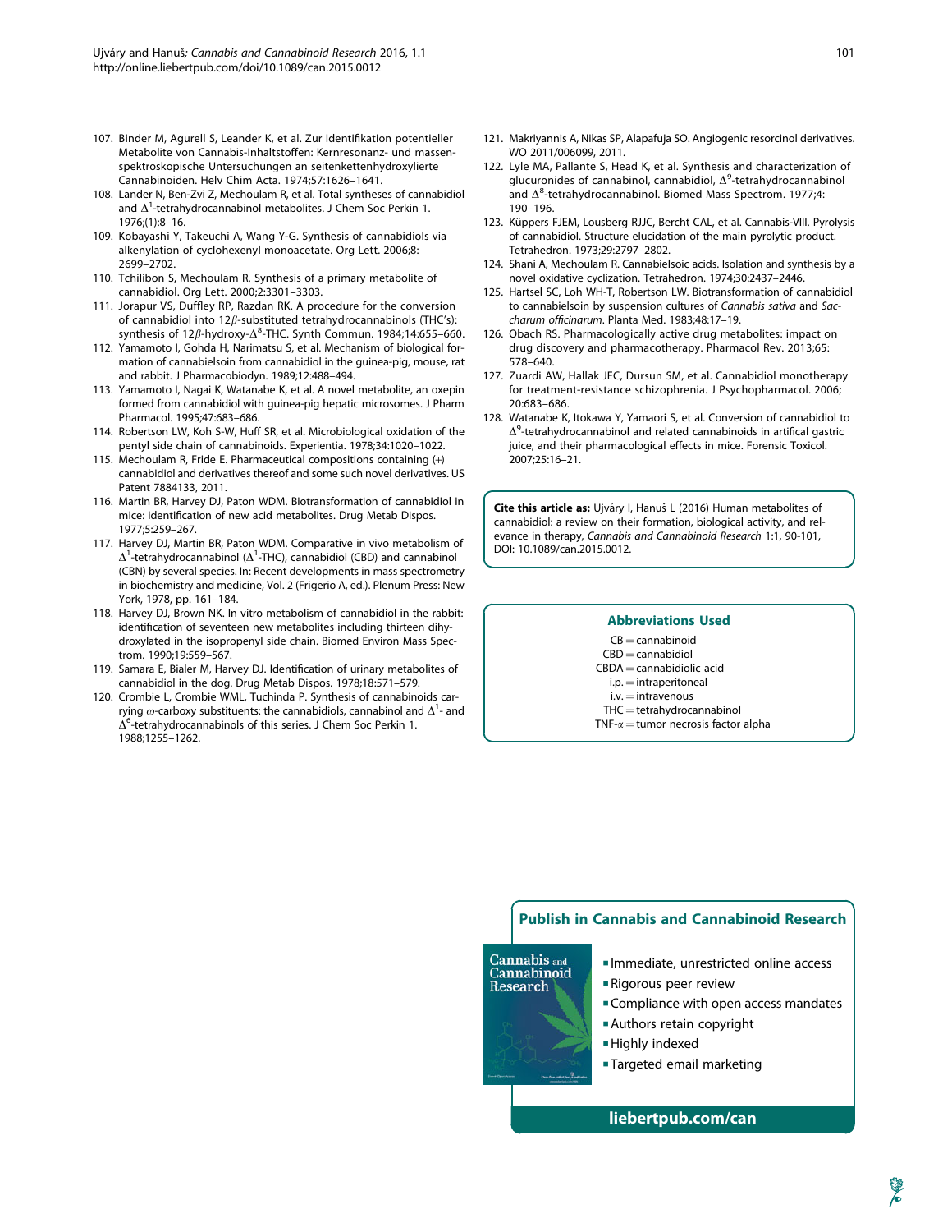107. Binder M, Agurell S, Leander K, et al. Zur Identifikation potentieller Metabolite von Cannabis-Inhaltstoffen: Kernresonanz- und massenspektroskopische Untersuchungen an seitenkettenhydroxylierte Cannabinoiden. Helv Chim Acta. 1974;57:1626–1641.
108. Lander N, Ben-Zvi Z, Mechoulam R, et al. Total syntheses of cannabidiol and $\Delta^1$-tetrahydrocannabinol metabolites. J Chem Soc Perkin 1. 1976;(1):8–16.
109. Kobayashi Y, Takeuchi A, Wang Y-G. Synthesis of cannabidiols via alkenylation of cyclohexenyl monoacetate. Org Lett. 2006;8:2699–2702.
110. Tchilibon S, Mechoulam R. Synthesis of a primary metabolite of cannabidiol. Org Lett. 2000;2:3301–3303.
111. Jorapur VS, Duffley RP, Razdan RK. A procedure for the conversion of cannabidiol into 12$\beta$-substituted tetrahydrocannabinols (THC's): synthesis of 12$\beta$-hydroxy-$\Delta^8$-THC. Synth Commun. 1984;14:655–660.
112. Yamamoto I, Gohda H, Narimatsu S, et al. Mechanism of biological formation of cannabielsoin from cannabidiol in the guinea-pig, mouse, rat and rabbit. J Pharmacobiodyn. 1989;12:488–494.
113. Yamamoto I, Nagai K, Watanabe K, et al. A novel metabolite, an oxepin formed from cannabidiol with guinea-pig hepatic microsomes. J Pharm Pharmacol. 1995;47:683–686.
114. Robertson LW, Koh S-W, Huff SR, et al. Microbiological oxidation of the pentyl side chain of cannabinoids. Experientia. 1978;34:1020–1022.
115. Mechoulam R, Fride E. Pharmaceutical compositions containing (+) cannabidiol and derivatives thereof and some such novel derivatives. US Patent 7884133, 2011.
116. Martin BR, Harvey DJ, Paton WDM. Biotransformation of cannabidiol in mice: identification of new acid metabolites. Drug Metab Dispos. 1977;5:259–267.
117. Harvey DJ, Martin BR, Paton WDM. Comparative in vivo metabolism of $\Delta^1$-tetrahydrocannabinol ($\Delta^1$-THC), cannabidiol (CBD) and cannabinol (CBN) by several species. In: Recent developments in mass spectrometry in biochemistry and medicine, Vol. 2 (Frigerio A, ed.). Plenum Press: New York, 1978, pp. 161–184.
118. Harvey DJ, Brown NK. In vitro metabolism of cannabidiol in the rabbit: identification of seventeen new metabolites including thirteen dihydroxylated in the isopropenyl side chain. Biomed Environ Mass Spectrom. 1990;19:559–567.
119. Samara E, Bialer M, Harvey DJ. Identification of urinary metabolites of cannabidiol in the dog. Drug Metab Dispos. 1978;18:571–579.
120. Crombie L, Crombie WML, Tuchinda P. Synthesis of cannabinoids carrying $\omega$-carboxy substituents: the cannabidiols, cannabinol and $\Delta^1$- and $\Delta^6$-tetrahydrocannabinols of this series. J Chem Soc Perkin 1. 1988;1255–1262.
121. Makriyannis A, Nikas SP, Alapafuja SO. Angiogenic resorcinol derivatives. WO 2011/006099, 2011.
122. Lyle MA, Pallante S, Head K, et al. Synthesis and characterization of glucuronides of cannabinol, cannabidiol, $\Delta^9$-tetrahydrocannabinol and $\Delta^8$-tetrahydrocannabinol. Biomed Mass Spectrom. 1977;4:190–196.
123. Küppers FJEM, Lousberg RJJC, Bercht CAL, et al. Cannabis-VIII. Pyrolysis of cannabidiol. Structure elucidation of the main pyrolytic product. Tetrahedron. 1973;29:2797–2802.
124. Shani A, Mechoulam R. Cannabielsoic acids. Isolation and synthesis by a novel oxidative cyclization. Tetrahedron. 1974;30:2437–2446.
125. Hartsel SC, Loh WH-T, Robertson LW. Biotransformation of cannabidiol to cannabielsoin by suspension cultures of *Cannabis sativa* and *Saccharum officinarum*. Planta Med. 1983;48:17–19.
126. Obach RS. Pharmacologically active drug metabolites: impact on drug discovery and pharmacotherapy. Pharmacol Rev. 2013;65:578–640.
127. Zuardi AW, Hallak JEC, Dursun SM, et al. Cannabidiol monotherapy for treatment-resistance schizophrenia. J Psychopharmacol. 2006;20:683–686.
128. Watanabe K, Itokawa Y, Yamaori S, et al. Conversion of cannabidiol to $\Delta^9$-tetrahydrocannabinol and related cannabinoids in artifical gastric juice, and their pharmacological effects in mice. Forensic Toxicol. 2007;25:16–21.

**Cite this article as:** Ujváry I, Hanuš L (2016) Human metabolites of cannabidiol: a review on their formation, biological activity, and relevance in therapy, *Cannabis and Cannabinoid Research* 1:1, 90-101, DOI: 10.1089/can.2015.0012.

### Abbreviations Used

CB = cannabinoid
CBD = cannabidiol
CBDA = cannabidiolic acid
i.p. = intraperitoneal
i.v. = intravenous
THC = tetrahydrocannabinol
TNF-$\alpha$ = tumor necrosis factor alpha

### Publish in Cannabis and Cannabinoid Research

- Immediate, unrestricted online access
- Rigorous peer review
- Compliance with open access mandates
- Authors retain copyright
- Highly indexed
- Targeted email marketing

**liebertpub.com/can**